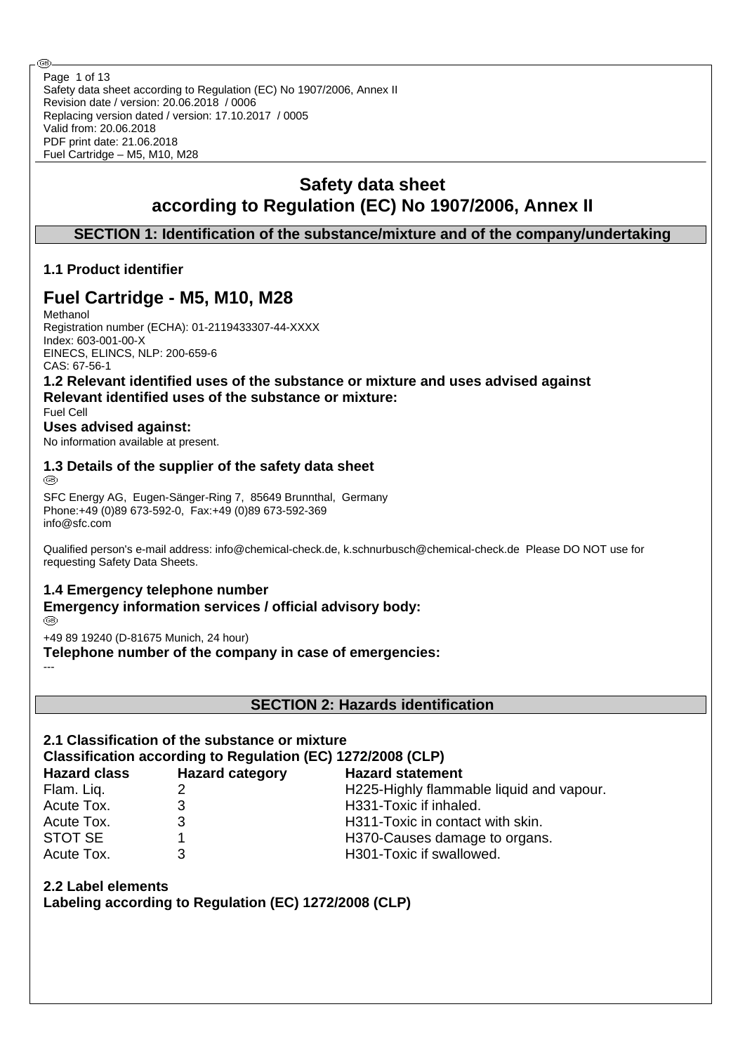# Safety data sheet according to Regulation (EC) No 1907/2006, Annex II

## SECTION 1: Identification of the substance/mixture and of the company/undertaking

### 1.1 Product identifier

# Fuel Cartridge - M5, M10, M28

Methanol
Registration number (ECHA): 01-2119433307-44-XXXX
Index: 603-001-00-X
EINECS, ELINCS, NLP: 200-659-6
CAS: 67-56-1

### 1.2 Relevant identified uses of the substance or mixture and uses advised against

**Relevant identified uses of the substance or mixture:**

Fuel Cell

**Uses advised against:**

No information available at present.

### 1.3 Details of the supplier of the safety data sheet

SFC Energy AG, Eugen-Sänger-Ring 7, 85649 Brunnthal, Germany
Phone:+49 (0)89 673-592-0, Fax:+49 (0)89 673-592-369
info@sfc.com

Qualified person's e-mail address: info@chemical-check.de, k.schnurbusch@chemical-check.de Please DO NOT use for requesting Safety Data Sheets.

### 1.4 Emergency telephone number

**Emergency information services / official advisory body:**

+49 89 19240 (D-81675 Munich, 24 hour)

**Telephone number of the company in case of emergencies:**

---

## SECTION 2: Hazards identification

### 2.1 Classification of the substance or mixture

**Classification according to Regulation (EC) 1272/2008 (CLP)**

| Hazard class | Hazard category | Hazard statement |
|---|---|---|
| Flam. Liq. | 2 | H225-Highly flammable liquid and vapour. |
| Acute Tox. | 3 | H331-Toxic if inhaled. |
| Acute Tox. | 3 | H311-Toxic in contact with skin. |
| STOT SE | 1 | H370-Causes damage to organs. |
| Acute Tox. | 3 | H301-Toxic if swallowed. |

### 2.2 Label elements

**Labeling according to Regulation (EC) 1272/2008 (CLP)**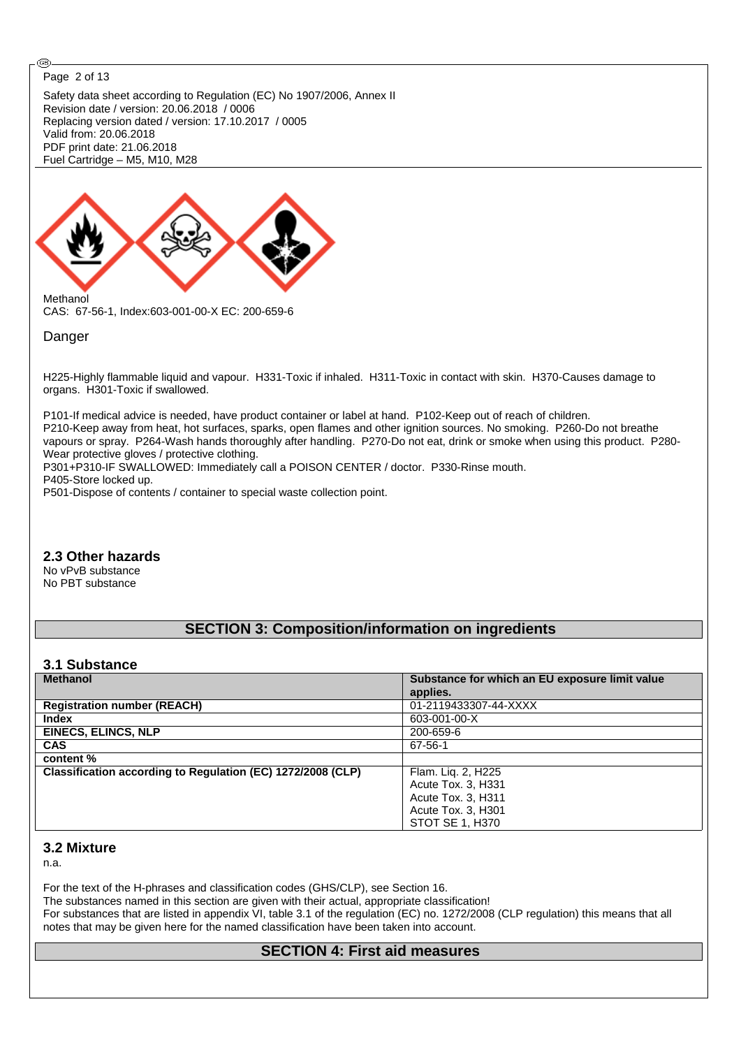Safety data sheet according to Regulation (EC) No 1907/2006, Annex II
Revision date / version: 20.06.2018 / 0006
Replacing version dated / version: 17.10.2017 / 0005
Valid from: 20.06.2018
PDF print date: 21.06.2018
Fuel Cartridge – M5, M10, M28

Methanol
CAS: 67-56-1, Index:603-001-00-X EC: 200-659-6

Danger

H225-Highly flammable liquid and vapour. H331-Toxic if inhaled. H311-Toxic in contact with skin. H370-Causes damage to organs. H301-Toxic if swallowed.

P101-If medical advice is needed, have product container or label at hand. P102-Keep out of reach of children.
P210-Keep away from heat, hot surfaces, sparks, open flames and other ignition sources. No smoking. P260-Do not breathe vapours or spray. P264-Wash hands thoroughly after handling. P270-Do not eat, drink or smoke when using this product. P280-Wear protective gloves / protective clothing.
P301+P310-IF SWALLOWED: Immediately call a POISON CENTER / doctor. P330-Rinse mouth.
P405-Store locked up.
P501-Dispose of contents / container to special waste collection point.

### 2.3 Other hazards

No vPvB substance
No PBT substance

## SECTION 3: Composition/information on ingredients

### 3.1 Substance

| **Methanol** | **Substance for which an EU exposure limit value applies.** |
|---|---|
| **Registration number (REACH)** | 01-2119433307-44-XXXX |
| **Index** | 603-001-00-X |
| **EINECS, ELINCS, NLP** | 200-659-6 |
| **CAS** | 67-56-1 |
| **content %** | |
| **Classification according to Regulation (EC) 1272/2008 (CLP)** | Flam. Liq. 2, H225<br>Acute Tox. 3, H331<br>Acute Tox. 3, H311<br>Acute Tox. 3, H301<br>STOT SE 1, H370 |

### 3.2 Mixture

n.a.

For the text of the H-phrases and classification codes (GHS/CLP), see Section 16.
The substances named in this section are given with their actual, appropriate classification!
For substances that are listed in appendix VI, table 3.1 of the regulation (EC) no. 1272/2008 (CLP regulation) this means that all notes that may be given here for the named classification have been taken into account.

## SECTION 4: First aid measures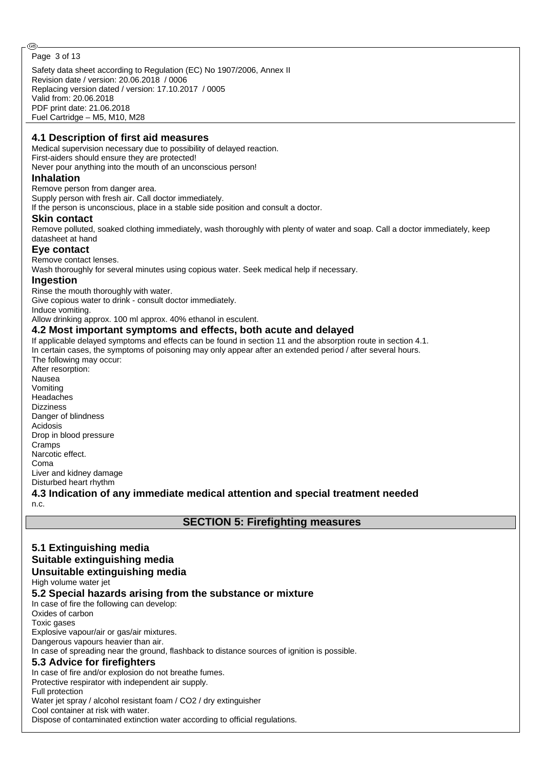## 4.1 Description of first aid measures

Medical supervision necessary due to possibility of delayed reaction.
First-aiders should ensure they are protected!
Never pour anything into the mouth of an unconscious person!

### Inhalation

Remove person from danger area.
Supply person with fresh air. Call doctor immediately.
If the person is unconscious, place in a stable side position and consult a doctor.

### Skin contact

Remove polluted, soaked clothing immediately, wash thoroughly with plenty of water and soap. Call a doctor immediately, keep datasheet at hand

### Eye contact

Remove contact lenses.
Wash thoroughly for several minutes using copious water. Seek medical help if necessary.

### Ingestion

Rinse the mouth thoroughly with water.
Give copious water to drink - consult doctor immediately.
Induce vomiting.
Allow drinking approx. 100 ml approx. 40% ethanol in esculent.

## 4.2 Most important symptoms and effects, both acute and delayed

If applicable delayed symptoms and effects can be found in section 11 and the absorption route in section 4.1.
In certain cases, the symptoms of poisoning may only appear after an extended period / after several hours.
The following may occur:
After resorption:
Nausea
Vomiting
Headaches
Dizziness
Danger of blindness
Acidosis
Drop in blood pressure
Cramps
Narcotic effect.
Coma
Liver and kidney damage
Disturbed heart rhythm

## 4.3 Indication of any immediate medical attention and special treatment needed

n.c.

# SECTION 5: Firefighting measures

## 5.1 Extinguishing media

### Suitable extinguishing media

### Unsuitable extinguishing media

High volume water jet

## 5.2 Special hazards arising from the substance or mixture

In case of fire the following can develop:
Oxides of carbon
Toxic gases
Explosive vapour/air or gas/air mixtures.
Dangerous vapours heavier than air.
In case of spreading near the ground, flashback to distance sources of ignition is possible.

## 5.3 Advice for firefighters

In case of fire and/or explosion do not breathe fumes.
Protective respirator with independent air supply.
Full protection
Water jet spray / alcohol resistant foam / $CO_2$ / dry extinguisher
Cool container at risk with water.
Dispose of contaminated extinction water according to official regulations.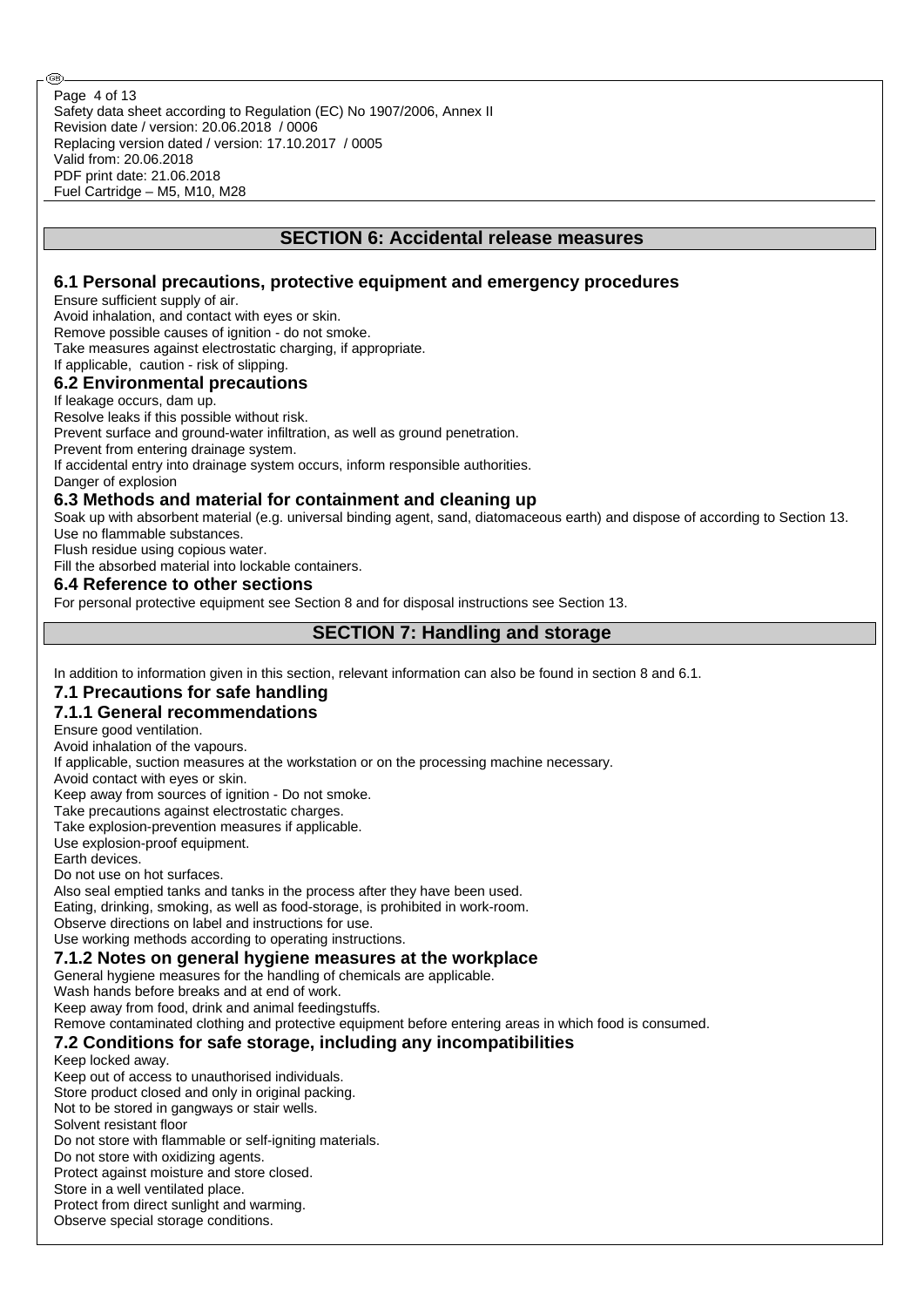## SECTION 6: Accidental release measures

### 6.1 Personal precautions, protective equipment and emergency procedures

Ensure sufficient supply of air.
Avoid inhalation, and contact with eyes or skin.
Remove possible causes of ignition - do not smoke.
Take measures against electrostatic charging, if appropriate.
If applicable, caution - risk of slipping.

### 6.2 Environmental precautions

If leakage occurs, dam up.
Resolve leaks if this possible without risk.
Prevent surface and ground-water infiltration, as well as ground penetration.
Prevent from entering drainage system.
If accidental entry into drainage system occurs, inform responsible authorities.
Danger of explosion

### 6.3 Methods and material for containment and cleaning up

Soak up with absorbent material (e.g. universal binding agent, sand, diatomaceous earth) and dispose of according to Section 13.
Use no flammable substances.
Flush residue using copious water.
Fill the absorbed material into lockable containers.

### 6.4 Reference to other sections

For personal protective equipment see Section 8 and for disposal instructions see Section 13.

## SECTION 7: Handling and storage

In addition to information given in this section, relevant information can also be found in section 8 and 6.1.

### 7.1 Precautions for safe handling

#### 7.1.1 General recommendations

Ensure good ventilation.
Avoid inhalation of the vapours.
If applicable, suction measures at the workstation or on the processing machine necessary.
Avoid contact with eyes or skin.
Keep away from sources of ignition - Do not smoke.
Take precautions against electrostatic charges.
Take explosion-prevention measures if applicable.
Use explosion-proof equipment.
Earth devices.
Do not use on hot surfaces.
Also seal emptied tanks and tanks in the process after they have been used.
Eating, drinking, smoking, as well as food-storage, is prohibited in work-room.
Observe directions on label and instructions for use.
Use working methods according to operating instructions.

#### 7.1.2 Notes on general hygiene measures at the workplace

General hygiene measures for the handling of chemicals are applicable.
Wash hands before breaks and at end of work.
Keep away from food, drink and animal feedingstuffs.
Remove contaminated clothing and protective equipment before entering areas in which food is consumed.

### 7.2 Conditions for safe storage, including any incompatibilities

Keep locked away.
Keep out of access to unauthorised individuals.
Store product closed and only in original packing.
Not to be stored in gangways or stair wells.
Solvent resistant floor
Do not store with flammable or self-igniting materials.
Do not store with oxidizing agents.
Protect against moisture and store closed.
Store in a well ventilated place.
Protect from direct sunlight and warming.
Observe special storage conditions.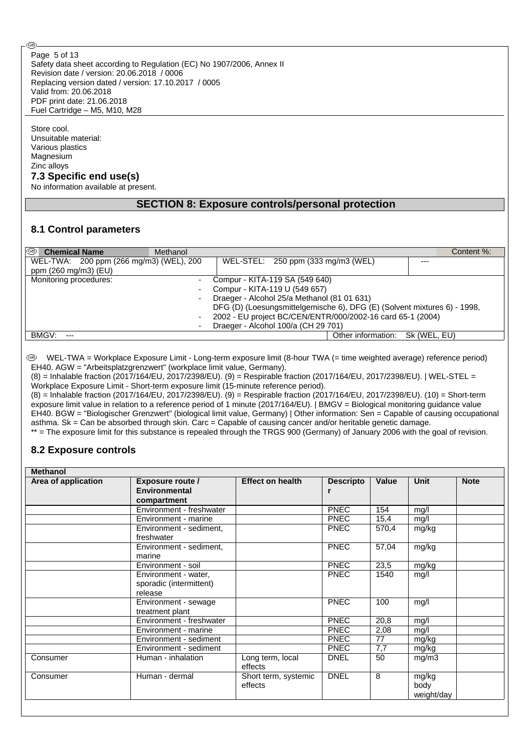Store cool.
Unsuitable material:
Various plastics
Magnesium
Zinc alloys

### 7.3 Specific end use(s)

No information available at present.

## SECTION 8: Exposure controls/personal protection

### 8.1 Control parameters

| Chemical Name | Methanol | | Content %: |
|---|---|---|---|
| WEL-TWA: 200 ppm (266 mg/m3) (WEL), 200 ppm (260 mg/m3) (EU) | WEL-STEL: 250 ppm (333 mg/m3 (WEL) | --- | |
| Monitoring procedures: | - Compur - KITA-119 SA (549 640)<br>- Compur - KITA-119 U (549 657)<br>- Draeger - Alcohol 25/a Methanol (81 01 631)<br>DFG (D) (Loesungsmittelgemische 6), DFG (E) (Solvent mixtures 6) - 1998,<br>- 2002 - EU project BC/CEN/ENTR/000/2002-16 card 65-1 (2004)<br>- Draeger - Alcohol 100/a (CH 29 701) | | |
| BMGV: --- | | Other information: Sk (WEL, EU) | |

WEL-TWA = Workplace Exposure Limit - Long-term exposure limit (8-hour TWA (= time weighted average) reference period) EH40. AGW = "Arbeitsplatzgrenzwert" (workplace limit value, Germany).
(8) = Inhalable fraction (2017/164/EU, 2017/2398/EU). (9) = Respirable fraction (2017/164/EU, 2017/2398/EU). | WEL-STEL = Workplace Exposure Limit - Short-term exposure limit (15-minute reference period).
(8) = Inhalable fraction (2017/164/EU, 2017/2398/EU). (9) = Respirable fraction (2017/164/EU, 2017/2398/EU). (10) = Short-term exposure limit value in relation to a reference period of 1 minute (2017/164/EU). | BMGV = Biological monitoring guidance value EH40. BGW = "Biologischer Grenzwert" (biological limit value, Germany) | Other information: Sen = Capable of causing occupational asthma. Sk = Can be absorbed through skin. Carc = Capable of causing cancer and/or heritable genetic damage.
** = The exposure limit for this substance is repealed through the TRGS 900 (Germany) of January 2006 with the goal of revision.

### 8.2 Exposure controls

**Methanol**

| Area of application | Exposure route / Environmental compartment | Effect on health | Descriptor | Value | Unit | Note |
|---|---|---|---|---|---|---|
| | Environment - freshwater | | PNEC | 154 | mg/l | |
| | Environment - marine | | PNEC | 15,4 | mg/l | |
| | Environment - sediment, freshwater | | PNEC | 570,4 | mg/kg | |
| | Environment - sediment, marine | | PNEC | 57,04 | mg/kg | |
| | Environment - soil | | PNEC | 23,5 | mg/kg | |
| | Environment - water, sporadic (intermittent) release | | PNEC | 1540 | mg/l | |
| | Environment - sewage treatment plant | | PNEC | 100 | mg/l | |
| | Environment - freshwater | | PNEC | 20,8 | mg/l | |
| | Environment - marine | | PNEC | 2,08 | mg/l | |
| | Environment - sediment | | PNEC | 77 | mg/kg | |
| | Environment - sediment | | PNEC | 7,7 | mg/kg | |
| Consumer | Human - inhalation | Long term, local effects | DNEL | 50 | mg/m3 | |
| Consumer | Human - dermal | Short term, systemic effects | DNEL | 8 | mg/kg body weight/day | |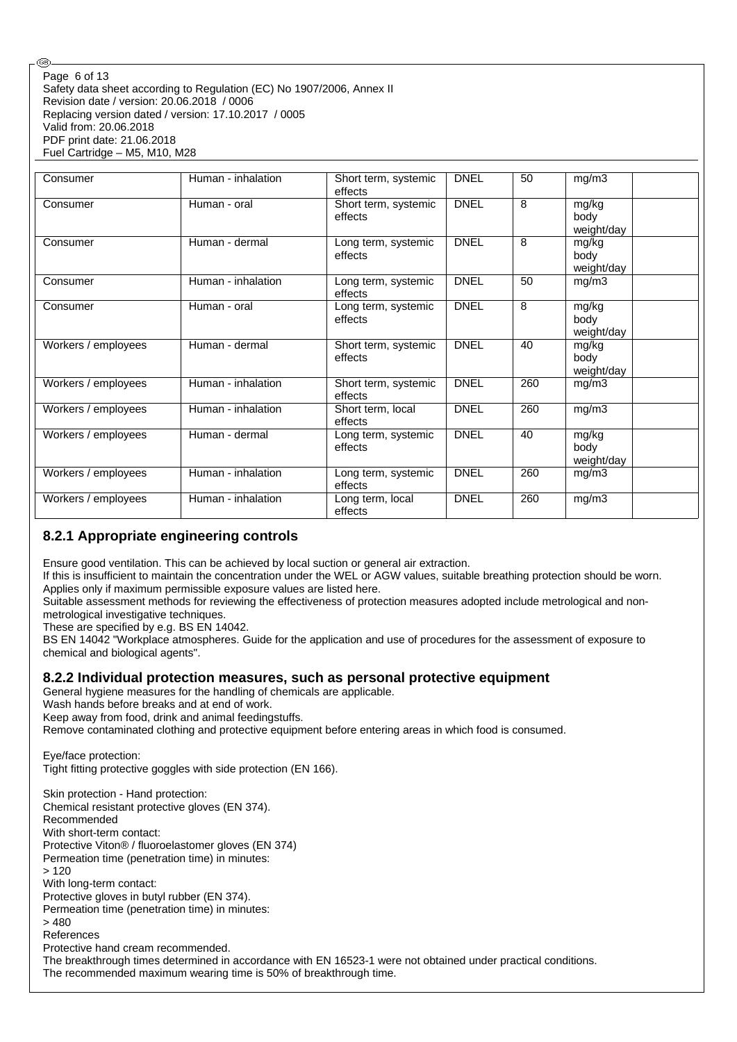| | | | | | | |
|---|---|---|---|---|---|---|
| Consumer | Human - inhalation | Short term, systemic effects | DNEL | 50 | mg/m3 | |
| Consumer | Human - oral | Short term, systemic effects | DNEL | 8 | mg/kg body weight/day | |
| Consumer | Human - dermal | Long term, systemic effects | DNEL | 8 | mg/kg body weight/day | |
| Consumer | Human - inhalation | Long term, systemic effects | DNEL | 50 | mg/m3 | |
| Consumer | Human - oral | Long term, systemic effects | DNEL | 8 | mg/kg body weight/day | |
| Workers / employees | Human - dermal | Short term, systemic effects | DNEL | 40 | mg/kg body weight/day | |
| Workers / employees | Human - inhalation | Short term, systemic effects | DNEL | 260 | mg/m3 | |
| Workers / employees | Human - inhalation | Short term, local effects | DNEL | 260 | mg/m3 | |
| Workers / employees | Human - dermal | Long term, systemic effects | DNEL | 40 | mg/kg body weight/day | |
| Workers / employees | Human - inhalation | Long term, systemic effects | DNEL | 260 | mg/m3 | |
| Workers / employees | Human - inhalation | Long term, local effects | DNEL | 260 | mg/m3 | |

### 8.2.1 Appropriate engineering controls

Ensure good ventilation. This can be achieved by local suction or general air extraction.
If this is insufficient to maintain the concentration under the WEL or AGW values, suitable breathing protection should be worn.
Applies only if maximum permissible exposure values are listed here.
Suitable assessment methods for reviewing the effectiveness of protection measures adopted include metrological and non-metrological investigative techniques.
These are specified by e.g. BS EN 14042.
BS EN 14042 "Workplace atmospheres. Guide for the application and use of procedures for the assessment of exposure to chemical and biological agents".

### 8.2.2 Individual protection measures, such as personal protective equipment

General hygiene measures for the handling of chemicals are applicable.
Wash hands before breaks and at end of work.
Keep away from food, drink and animal feedingstuffs.
Remove contaminated clothing and protective equipment before entering areas in which food is consumed.

Eye/face protection:
Tight fitting protective goggles with side protection (EN 166).

Skin protection - Hand protection:
Chemical resistant protective gloves (EN 374).
Recommended
With short-term contact:
Protective Viton® / fluoroelastomer gloves (EN 374)
Permeation time (penetration time) in minutes:
> 120
With long-term contact:
Protective gloves in butyl rubber (EN 374).
Permeation time (penetration time) in minutes:
> 480
References
Protective hand cream recommended.
The breakthrough times determined in accordance with EN 16523-1 were not obtained under practical conditions.
The recommended maximum wearing time is 50% of breakthrough time.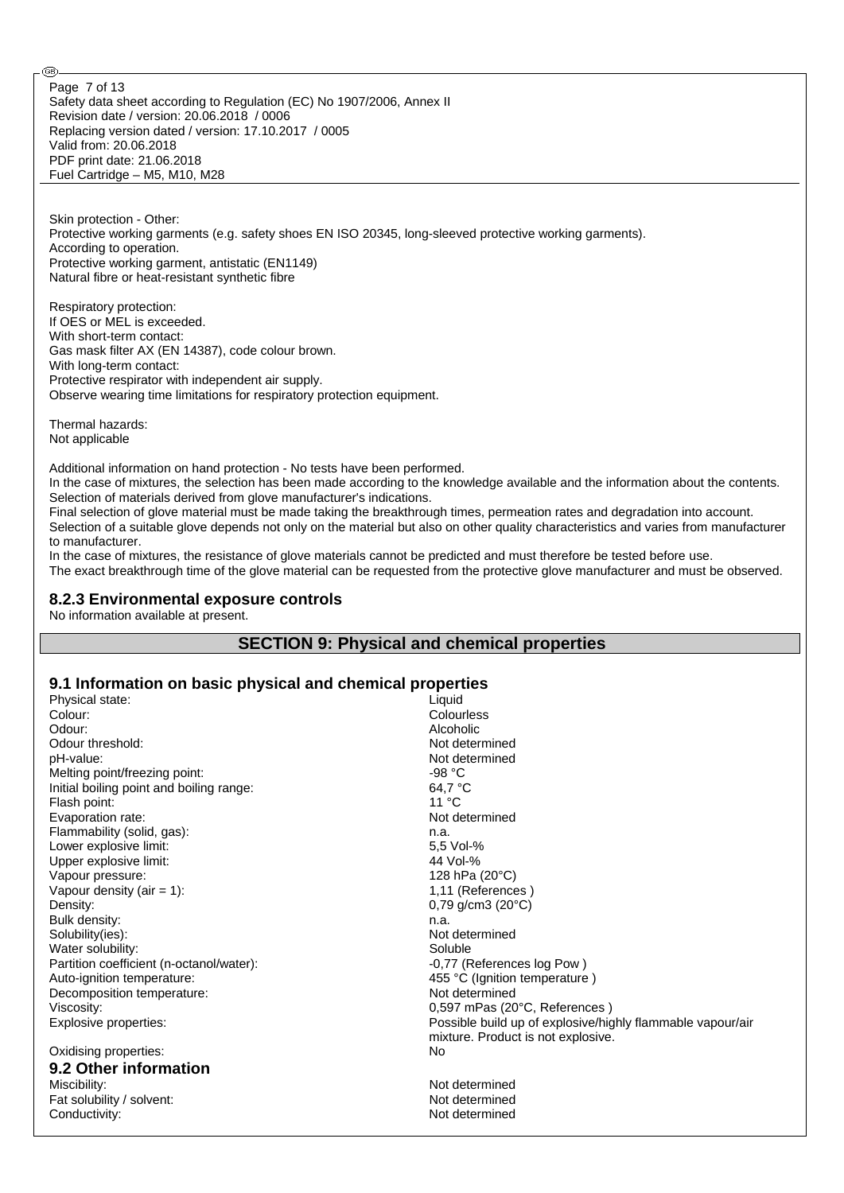Skin protection - Other:
Protective working garments (e.g. safety shoes EN ISO 20345, long-sleeved protective working garments).
According to operation.
Protective working garment, antistatic (EN1149)
Natural fibre or heat-resistant synthetic fibre

Respiratory protection:
If OES or MEL is exceeded.
With short-term contact:
Gas mask filter AX (EN 14387), code colour brown.
With long-term contact:
Protective respirator with independent air supply.
Observe wearing time limitations for respiratory protection equipment.

Thermal hazards:
Not applicable

Additional information on hand protection - No tests have been performed.
In the case of mixtures, the selection has been made according to the knowledge available and the information about the contents.
Selection of materials derived from glove manufacturer's indications.
Final selection of glove material must be made taking the breakthrough times, permeation rates and degradation into account.
Selection of a suitable glove depends not only on the material but also on other quality characteristics and varies from manufacturer to manufacturer.
In the case of mixtures, the resistance of glove materials cannot be predicted and must therefore be tested before use.
The exact breakthrough time of the glove material can be requested from the protective glove manufacturer and must be observed.

### 8.2.3 Environmental exposure controls

No information available at present.

## SECTION 9: Physical and chemical properties

### 9.1 Information on basic physical and chemical properties

| | |
|---|---|
| Physical state: | Liquid |
| Colour: | Colourless |
| Odour: | Alcoholic |
| Odour threshold: | Not determined |
| pH-value: | Not determined |
| Melting point/freezing point: | -98 °C |
| Initial boiling point and boiling range: | 64,7 °C |
| Flash point: | 11 °C |
| Evaporation rate: | Not determined |
| Flammability (solid, gas): | n.a. |
| Lower explosive limit: | 5,5 Vol-% |
| Upper explosive limit: | 44 Vol-% |
| Vapour pressure: | 128 hPa (20°C) |
| Vapour density (air = 1): | 1,11 (References ) |
| Density: | 0,79 g/cm3 (20°C) |
| Bulk density: | n.a. |
| Solubility(ies): | Not determined |
| Water solubility: | Soluble |
| Partition coefficient (n-octanol/water): | -0,77 (References log Pow ) |
| Auto-ignition temperature: | 455 °C (Ignition temperature ) |
| Decomposition temperature: | Not determined |
| Viscosity: | 0,597 mPas (20°C, References ) |
| Explosive properties: | Possible build up of explosive/highly flammable vapour/air mixture. Product is not explosive. |
| Oxidising properties: | No |

### 9.2 Other information

| | |
|---|---|
| Miscibility: | Not determined |
| Fat solubility / solvent: | Not determined |
| Conductivity: | Not determined |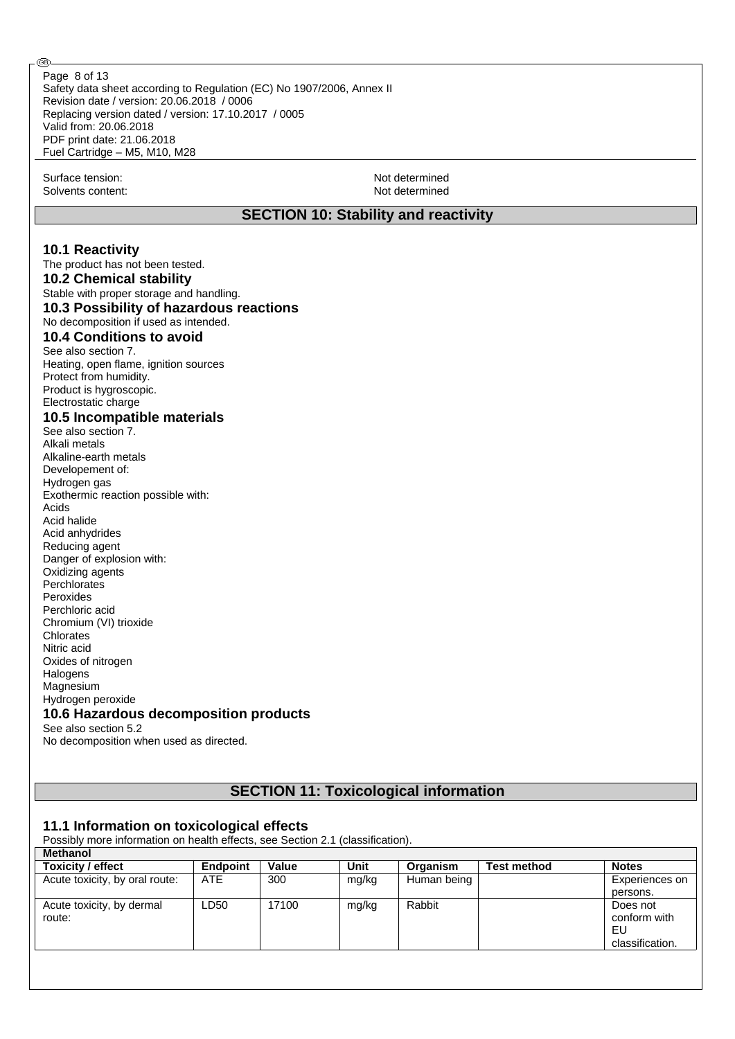Surface tension: Not determined
Solvents content: Not determined

## SECTION 10: Stability and reactivity

### 10.1 Reactivity

The product has not been tested.

### 10.2 Chemical stability

Stable with proper storage and handling.

### 10.3 Possibility of hazardous reactions

No decomposition if used as intended.

### 10.4 Conditions to avoid

See also section 7.
Heating, open flame, ignition sources
Protect from humidity.
Product is hygroscopic.
Electrostatic charge

### 10.5 Incompatible materials

See also section 7.
Alkali metals
Alkaline-earth metals
Developement of:
Hydrogen gas
Exothermic reaction possible with:
Acids
Acid halide
Acid anhydrides
Reducing agent
Danger of explosion with:
Oxidizing agents
Perchlorates
Peroxides
Perchloric acid
Chromium (VI) trioxide
Chlorates
Nitric acid
Oxides of nitrogen
Halogens
Magnesium
Hydrogen peroxide

### 10.6 Hazardous decomposition products

See also section 5.2
No decomposition when used as directed.

## SECTION 11: Toxicological information

### 11.1 Information on toxicological effects

Possibly more information on health effects, see Section 2.1 (classification).

**Methanol**

| Toxicity / effect | Endpoint | Value | Unit | Organism | Test method | Notes |
|---|---|---|---|---|---|---|
| Acute toxicity, by oral route: | ATE | 300 | mg/kg | Human being | | Experiences on persons. |
| Acute toxicity, by dermal route: | LD50 | 17100 | mg/kg | Rabbit | | Does not conform with EU classification. |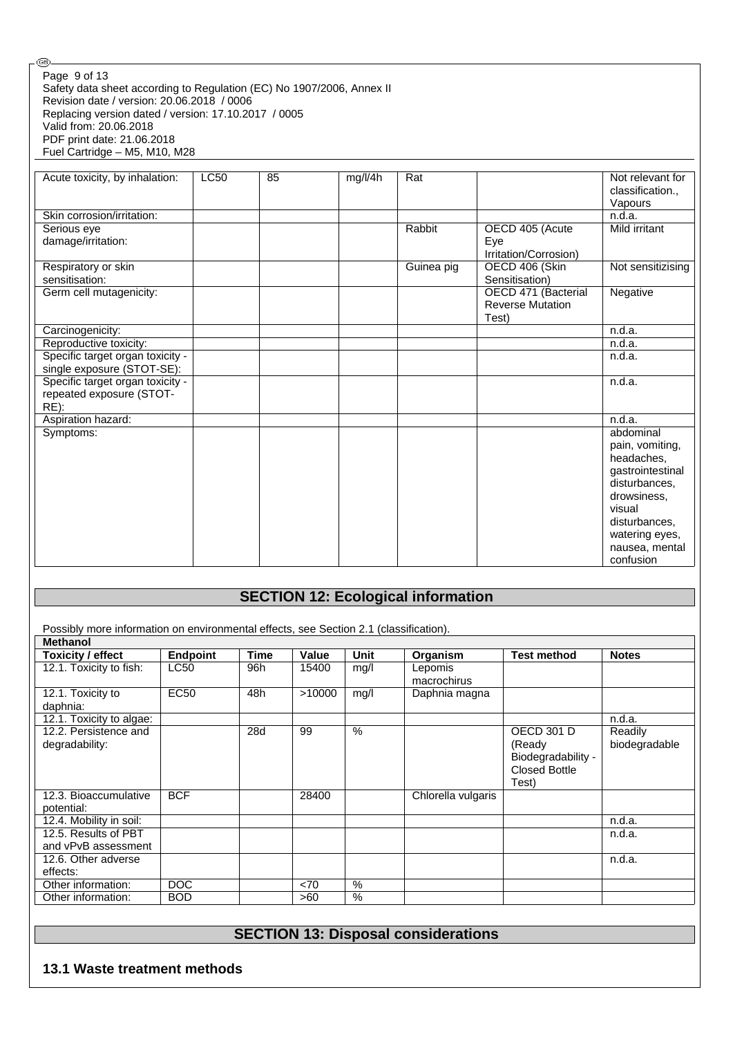| | | | | | | |
|---|---|---|---|---|---|---|
| Acute toxicity, by inhalation: | LC50 | 85 | mg/l/4h | Rat | | Not relevant for classification., Vapours |
| Skin corrosion/irritation: | | | | | | n.d.a. |
| Serious eye damage/irritation: | | | | Rabbit | OECD 405 (Acute Eye Irritation/Corrosion) | Mild irritant |
| Respiratory or skin sensitisation: | | | | Guinea pig | OECD 406 (Skin Sensitisation) | Not sensitizising |
| Germ cell mutagenicity: | | | | | OECD 471 (Bacterial Reverse Mutation Test) | Negative |
| Carcinogenicity: | | | | | | n.d.a. |
| Reproductive toxicity: | | | | | | n.d.a. |
| Specific target organ toxicity - single exposure (STOT-SE): | | | | | | n.d.a. |
| Specific target organ toxicity - repeated exposure (STOT-RE): | | | | | | n.d.a. |
| Aspiration hazard: | | | | | | n.d.a. |
| Symptoms: | | | | | | abdominal pain, vomiting, headaches, gastrointestinal disturbances, drowsiness, visual disturbances, watering eyes, nausea, mental confusion |

## SECTION 12: Ecological information

Possibly more information on environmental effects, see Section 2.1 (classification).

**Methanol**

| Toxicity / effect | Endpoint | Time | Value | Unit | Organism | Test method | Notes |
|---|---|---|---|---|---|---|---|
| 12.1. Toxicity to fish: | LC50 | 96h | 15400 | mg/l | Lepomis macrochirus | | |
| 12.1. Toxicity to daphnia: | EC50 | 48h | >10000 | mg/l | Daphnia magna | | |
| 12.1. Toxicity to algae: | | | | | | | n.d.a. |
| 12.2. Persistence and degradability: | | 28d | 99 | % | | OECD 301 D (Ready Biodegradability - Closed Bottle Test) | Readily biodegradable |
| 12.3. Bioaccumulative potential: | BCF | | 28400 | | Chlorella vulgaris | | |
| 12.4. Mobility in soil: | | | | | | | n.d.a. |
| 12.5. Results of PBT and vPvB assessment | | | | | | | n.d.a. |
| 12.6. Other adverse effects: | | | | | | | n.d.a. |
| Other information: | DOC | | <70 | % | | | |
| Other information: | BOD | | >60 | % | | | |

## SECTION 13: Disposal considerations

### 13.1 Waste treatment methods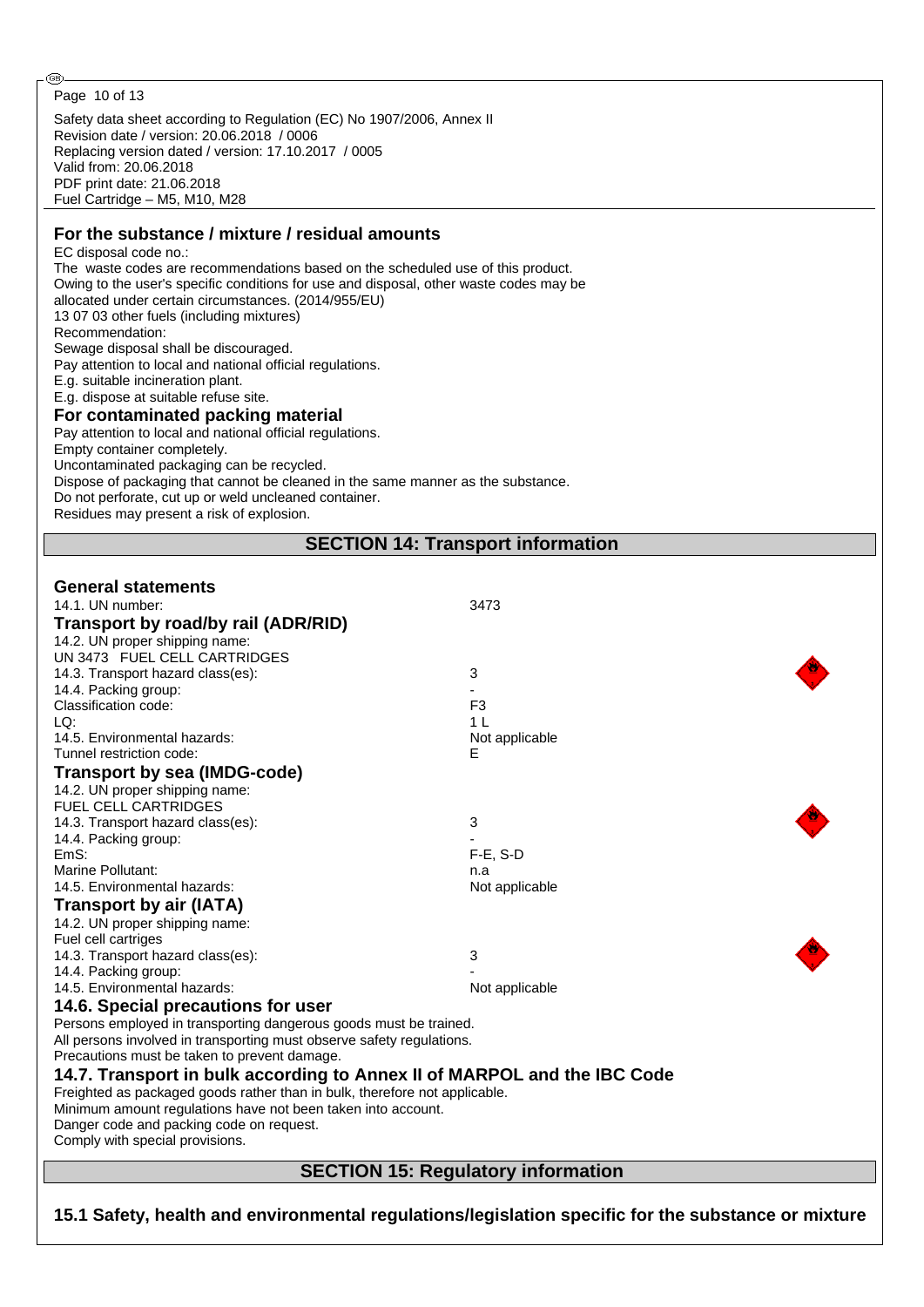## For the substance / mixture / residual amounts

EC disposal code no.:
The waste codes are recommendations based on the scheduled use of this product.
Owing to the user's specific conditions for use and disposal, other waste codes may be allocated under certain circumstances. (2014/955/EU)
13 07 03 other fuels (including mixtures)
Recommendation:
Sewage disposal shall be discouraged.
Pay attention to local and national official regulations.
E.g. suitable incineration plant.
E.g. dispose at suitable refuse site.

## For contaminated packing material

Pay attention to local and national official regulations.
Empty container completely.
Uncontaminated packaging can be recycled.
Dispose of packaging that cannot be cleaned in the same manner as the substance.
Do not perforate, cut up or weld uncleaned container.
Residues may present a risk of explosion.

# SECTION 14: Transport information

## General statements

| | |
|---|---|
| 14.1. UN number: | 3473 |

## Transport by road/by rail (ADR/RID)

14.2. UN proper shipping name:
UN 3473 FUEL CELL CARTRIDGES

| | |
|---|---|
| 14.3. Transport hazard class(es): | 3 |
| 14.4. Packing group: | - |
| Classification code: | F3 |
| LQ: | 1 L |
| 14.5. Environmental hazards: | Not applicable |
| Tunnel restriction code: | E |

## Transport by sea (IMDG-code)

14.2. UN proper shipping name:
FUEL CELL CARTRIDGES

| | |
|---|---|
| 14.3. Transport hazard class(es): | 3 |
| 14.4. Packing group: | - |
| EmS: | F-E, S-D |
| Marine Pollutant: | n.a |
| 14.5. Environmental hazards: | Not applicable |

## Transport by air (IATA)

14.2. UN proper shipping name:
Fuel cell cartriges

| | |
|---|---|
| 14.3. Transport hazard class(es): | 3 |
| 14.4. Packing group: | - |
| 14.5. Environmental hazards: | Not applicable |

## 14.6. Special precautions for user

Persons employed in transporting dangerous goods must be trained.
All persons involved in transporting must observe safety regulations.
Precautions must be taken to prevent damage.

## 14.7. Transport in bulk according to Annex II of MARPOL and the IBC Code

Freighted as packaged goods rather than in bulk, therefore not applicable.
Minimum amount regulations have not been taken into account.
Danger code and packing code on request.
Comply with special provisions.

# SECTION 15: Regulatory information

## 15.1 Safety, health and environmental regulations/legislation specific for the substance or mixture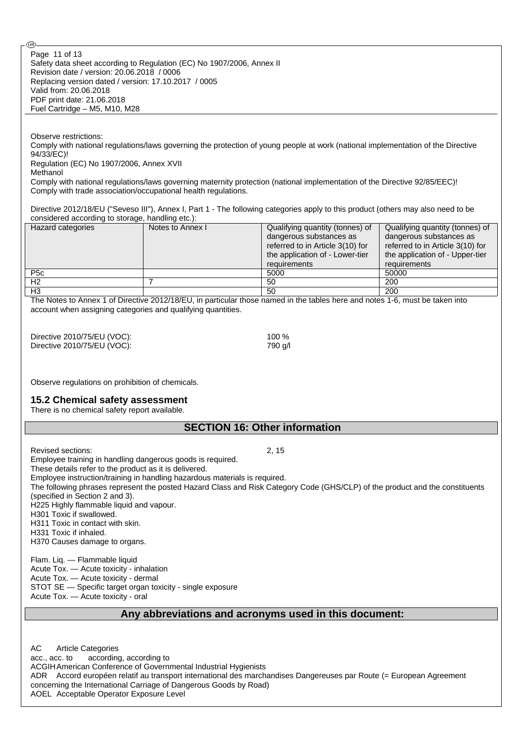Observe restrictions:

Comply with national regulations/laws governing the protection of young people at work (national implementation of the Directive 94/33/EC)!

Regulation (EC) No 1907/2006, Annex XVII

Methanol

Comply with national regulations/laws governing maternity protection (national implementation of the Directive 92/85/EEC)!

Comply with trade association/occupational health regulations.

Directive 2012/18/EU ("Seveso III"), Annex I, Part 1 - The following categories apply to this product (others may also need to be considered according to storage, handling etc.):

| Hazard categories | Notes to Annex I | Qualifying quantity (tonnes) of dangerous substances as referred to in Article 3(10) for the application of - Lower-tier requirements | Qualifying quantity (tonnes) of dangerous substances as referred to in Article 3(10) for the application of - Upper-tier requirements |
|---|---|---|---|
| P5c | | 5000 | 50000 |
| H2 | 7 | 50 | 200 |
| H3 | | 50 | 200 |

The Notes to Annex 1 of Directive 2012/18/EU, in particular those named in the tables here and notes 1-6, must be taken into account when assigning categories and qualifying quantities.

Directive 2010/75/EU (VOC): 100 %

Directive 2010/75/EU (VOC): 790 g/l

Observe regulations on prohibition of chemicals.

### 15.2 Chemical safety assessment

There is no chemical safety report available.

## SECTION 16: Other information

Revised sections: 2, 15

Employee training in handling dangerous goods is required.

These details refer to the product as it is delivered.

Employee instruction/training in handling hazardous materials is required.

The following phrases represent the posted Hazard Class and Risk Category Code (GHS/CLP) of the product and the constituents (specified in Section 2 and 3).

H225 Highly flammable liquid and vapour.

H301 Toxic if swallowed.

H311 Toxic in contact with skin.

H331 Toxic if inhaled.

H370 Causes damage to organs.

Flam. Liq. — Flammable liquid

Acute Tox. — Acute toxicity - inhalation

Acute Tox. — Acute toxicity - dermal

STOT SE — Specific target organ toxicity - single exposure

Acute Tox. — Acute toxicity - oral

## Any abbreviations and acronyms used in this document:

AC Article Categories

acc., acc. to according, according to

ACGIH American Conference of Governmental Industrial Hygienists

ADR Accord européen relatif au transport international des marchandises Dangereuses par Route (= European Agreement concerning the International Carriage of Dangerous Goods by Road)

AOEL Acceptable Operator Exposure Level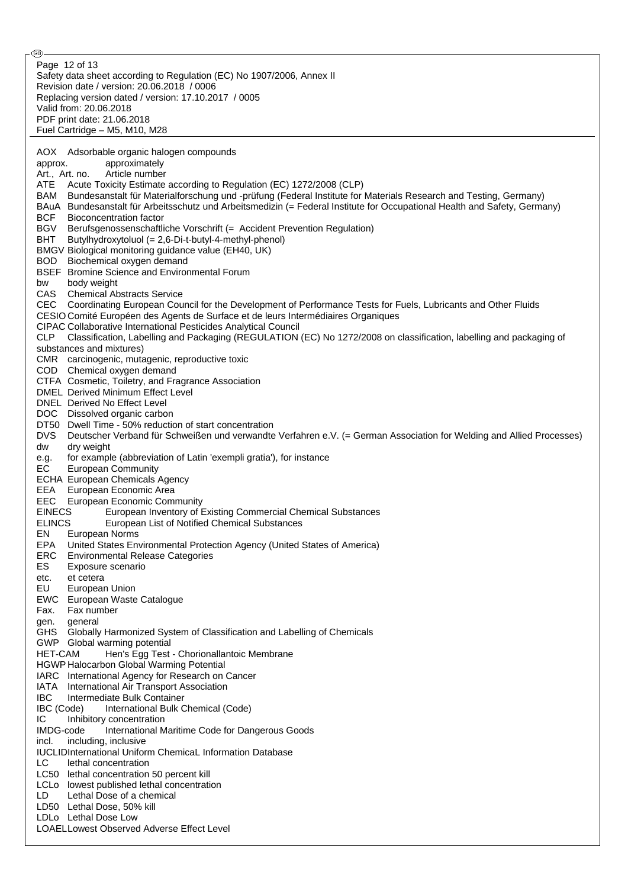AOX Adsorbable organic halogen compounds
approx. approximately
Art., Art. no. Article number
ATE Acute Toxicity Estimate according to Regulation (EC) 1272/2008 (CLP)
BAM Bundesanstalt für Materialforschung und -prüfung (Federal Institute for Materials Research and Testing, Germany)
BAuA Bundesanstalt für Arbeitsschutz und Arbeitsmedizin (= Federal Institute for Occupational Health and Safety, Germany)
BCF Bioconcentration factor
BGV Berufsgenossenschaftliche Vorschrift (= Accident Prevention Regulation)
BHT Butylhydroxytoluol (= 2,6-Di-t-butyl-4-methyl-phenol)
BMGV Biological monitoring guidance value (EH40, UK)
BOD Biochemical oxygen demand
BSEF Bromine Science and Environmental Forum
bw body weight
CAS Chemical Abstracts Service
CEC Coordinating European Council for the Development of Performance Tests for Fuels, Lubricants and Other Fluids
CESIO Comité Européen des Agents de Surface et de leurs Intermédiaires Organiques
CIPAC Collaborative International Pesticides Analytical Council
CLP Classification, Labelling and Packaging (REGULATION (EC) No 1272/2008 on classification, labelling and packaging of substances and mixtures)
CMR carcinogenic, mutagenic, reproductive toxic
COD Chemical oxygen demand
CTFA Cosmetic, Toiletry, and Fragrance Association
DMEL Derived Minimum Effect Level
DNEL Derived No Effect Level
DOC Dissolved organic carbon
DT50 Dwell Time - 50% reduction of start concentration
DVS Deutscher Verband für Schweißen und verwandte Verfahren e.V. (= German Association for Welding and Allied Processes)
dw dry weight
e.g. for example (abbreviation of Latin 'exempli gratia'), for instance
EC European Community
ECHA European Chemicals Agency
EEA European Economic Area
EEC European Economic Community
EINECS European Inventory of Existing Commercial Chemical Substances
ELINCS European List of Notified Chemical Substances
EN European Norms
EPA United States Environmental Protection Agency (United States of America)
ERC Environmental Release Categories
ES Exposure scenario
etc. et cetera
EU European Union
EWC European Waste Catalogue
Fax. Fax number
gen. general
GHS Globally Harmonized System of Classification and Labelling of Chemicals
GWP Global warming potential
HET-CAM Hen's Egg Test - Chorionallantoic Membrane
HGWP Halocarbon Global Warming Potential
IARC International Agency for Research on Cancer
IATA International Air Transport Association
IBC Intermediate Bulk Container
IBC (Code) International Bulk Chemical (Code)
IC Inhibitory concentration
IMDG-code International Maritime Code for Dangerous Goods
incl. including, inclusive
IUCLID International Uniform ChemicaL Information Database
LC lethal concentration
LC50 lethal concentration 50 percent kill
LCLo lowest published lethal concentration
LD Lethal Dose of a chemical
LD50 Lethal Dose, 50% kill
LDLo Lethal Dose Low
LOAEL Lowest Observed Adverse Effect Level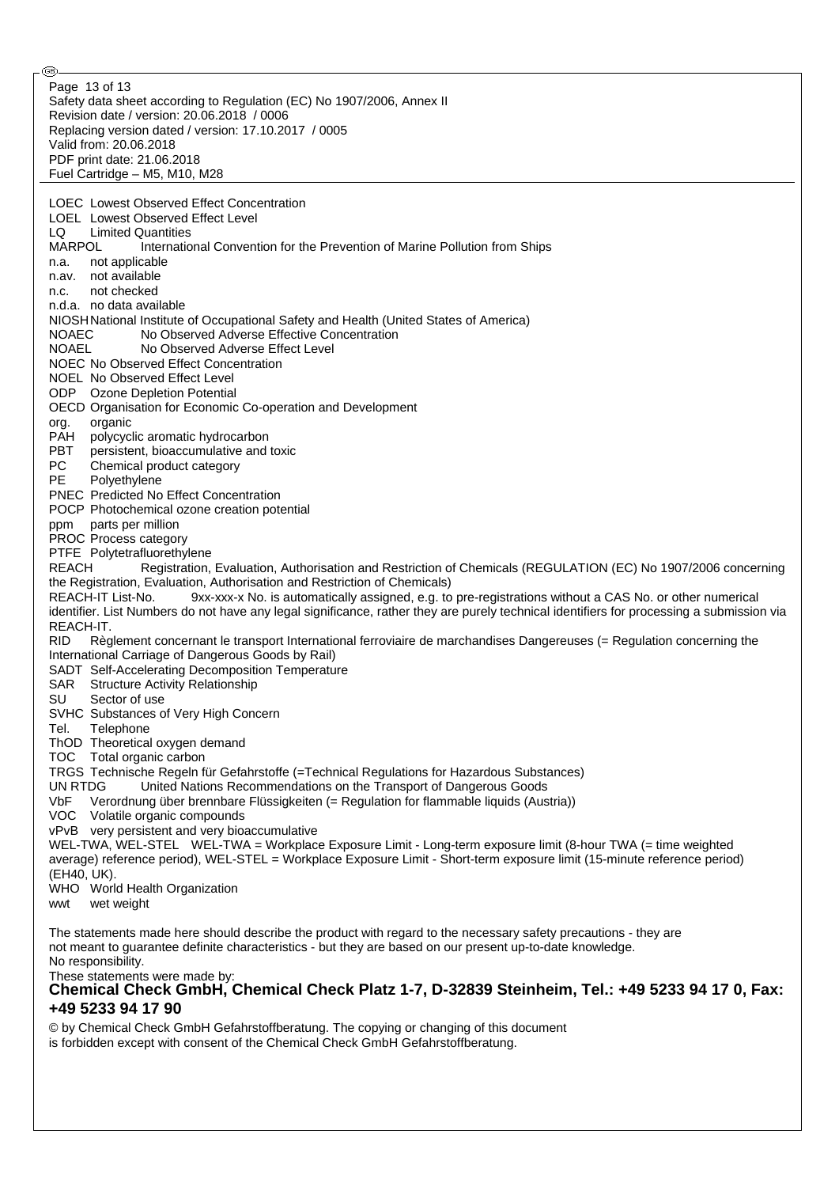LOEC Lowest Observed Effect Concentration
LOEL Lowest Observed Effect Level
LQ Limited Quantities
MARPOL International Convention for the Prevention of Marine Pollution from Ships
n.a. not applicable
n.av. not available
n.c. not checked
n.d.a. no data available
NIOSH National Institute of Occupational Safety and Health (United States of America)
NOAEC No Observed Adverse Effective Concentration
NOAEL No Observed Adverse Effect Level
NOEC No Observed Effect Concentration
NOEL No Observed Effect Level
ODP Ozone Depletion Potential
OECD Organisation for Economic Co-operation and Development
org. organic
PAH polycyclic aromatic hydrocarbon
PBT persistent, bioaccumulative and toxic
PC Chemical product category
PE Polyethylene
PNEC Predicted No Effect Concentration
POCP Photochemical ozone creation potential
ppm parts per million
PROC Process category
PTFE Polytetrafluorethylene
REACH Registration, Evaluation, Authorisation and Restriction of Chemicals (REGULATION (EC) No 1907/2006 concerning the Registration, Evaluation, Authorisation and Restriction of Chemicals)
REACH-IT List-No. 9xx-xxx-x No. is automatically assigned, e.g. to pre-registrations without a CAS No. or other numerical identifier. List Numbers do not have any legal significance, rather they are purely technical identifiers for processing a submission via REACH-IT.
RID Règlement concernant le transport International ferroviaire de marchandises Dangereuses (= Regulation concerning the International Carriage of Dangerous Goods by Rail)
SADT Self-Accelerating Decomposition Temperature
SAR Structure Activity Relationship
SU Sector of use
SVHC Substances of Very High Concern
Tel. Telephone
ThOD Theoretical oxygen demand
TOC Total organic carbon
TRGS Technische Regeln für Gefahrstoffe (=Technical Regulations for Hazardous Substances)
UN RTDG United Nations Recommendations on the Transport of Dangerous Goods
VbF Verordnung über brennbare Flüssigkeiten (= Regulation for flammable liquids (Austria))
VOC Volatile organic compounds
vPvB very persistent and very bioaccumulative
WEL-TWA, WEL-STEL WEL-TWA = Workplace Exposure Limit - Long-term exposure limit (8-hour TWA (= time weighted average) reference period), WEL-STEL = Workplace Exposure Limit - Short-term exposure limit (15-minute reference period) (EH40, UK).
WHO World Health Organization
wwt wet weight

The statements made here should describe the product with regard to the necessary safety precautions - they are not meant to guarantee definite characteristics - but they are based on our present up-to-date knowledge.
No responsibility.

These statements were made by:

**Chemical Check GmbH, Chemical Check Platz 1-7, D-32839 Steinheim, Tel.: +49 5233 94 17 0, Fax: +49 5233 94 17 90**

© by Chemical Check GmbH Gefahrstoffberatung. The copying or changing of this document is forbidden except with consent of the Chemical Check GmbH Gefahrstoffberatung.